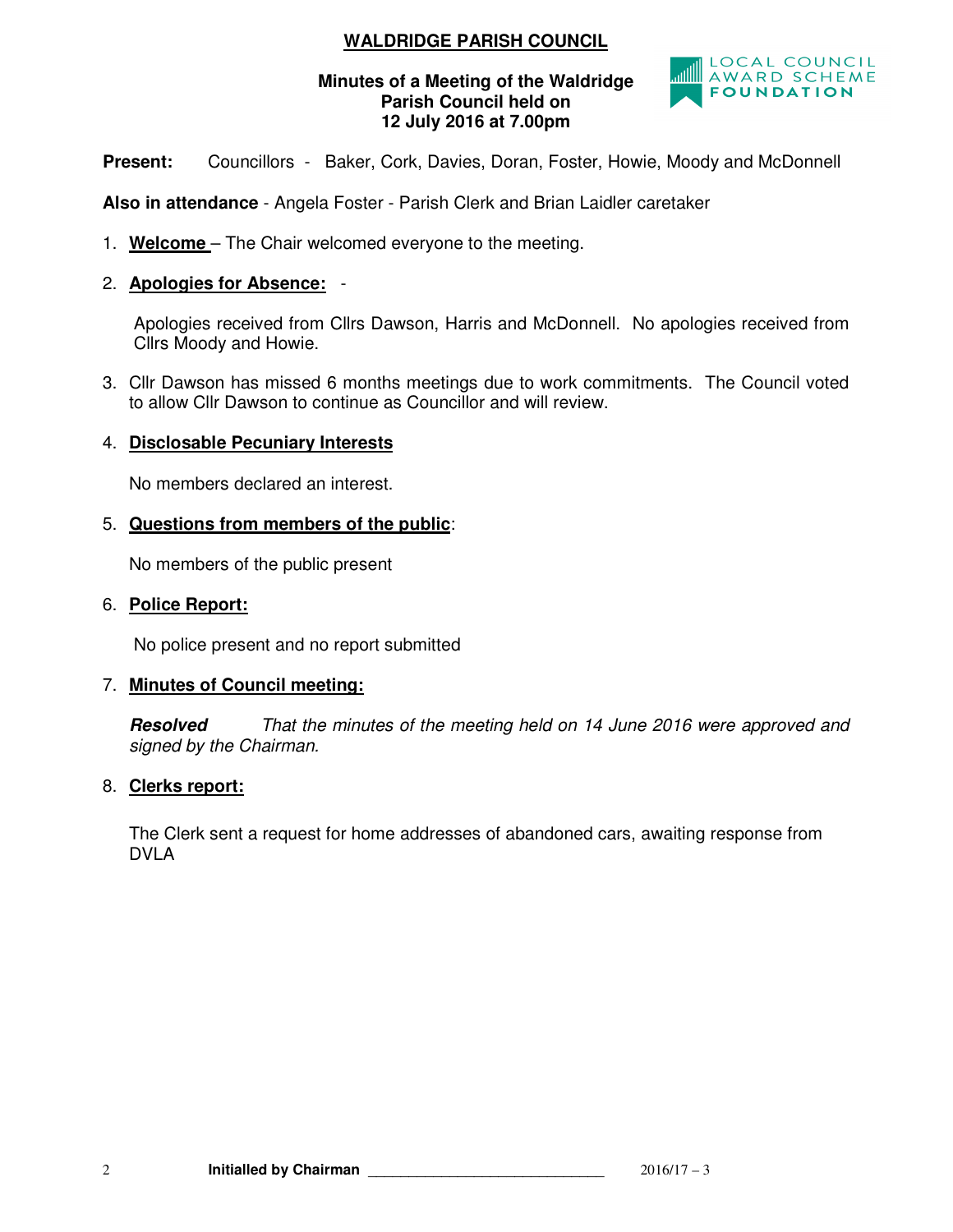# WALDRIDGE PARISH COUNCIL

**Minutes of a Meeting of the Waldridge Parish Council held on 12 July 2016 at 7.00pm**

**Present:** Councillors - Baker, Cork, Davies, Doran, Foster, Howie, Moody and McDonnell

**Also in attendance** - Angela Foster - Parish Clerk and Brian Laidler caretaker

1. **Welcome** – The Chair welcomed everyone to the meeting.

2. **Apologies for Absence:** -

   Apologies received from Cllrs Dawson, Harris and McDonnell. No apologies received from Cllrs Moody and Howie.

3. Cllr Dawson has missed 6 months meetings due to work commitments. The Council voted to allow Cllr Dawson to continue as Councillor and will review.

4. **Disclosable Pecuniary Interests**

   No members declared an interest.

5. **Questions from members of the public**:

   No members of the public present

6. **Police Report:**

   No police present and no report submitted

7. **Minutes of Council meeting:**

   ***Resolved*** *That the minutes of the meeting held on 14 June 2016 were approved and signed by the Chairman.*

8. **Clerks report:**

   The Clerk sent a request for home addresses of abandoned cars, awaiting response from DVLA

**Initialled by Chairman** ______________________________ 2016/17 – 3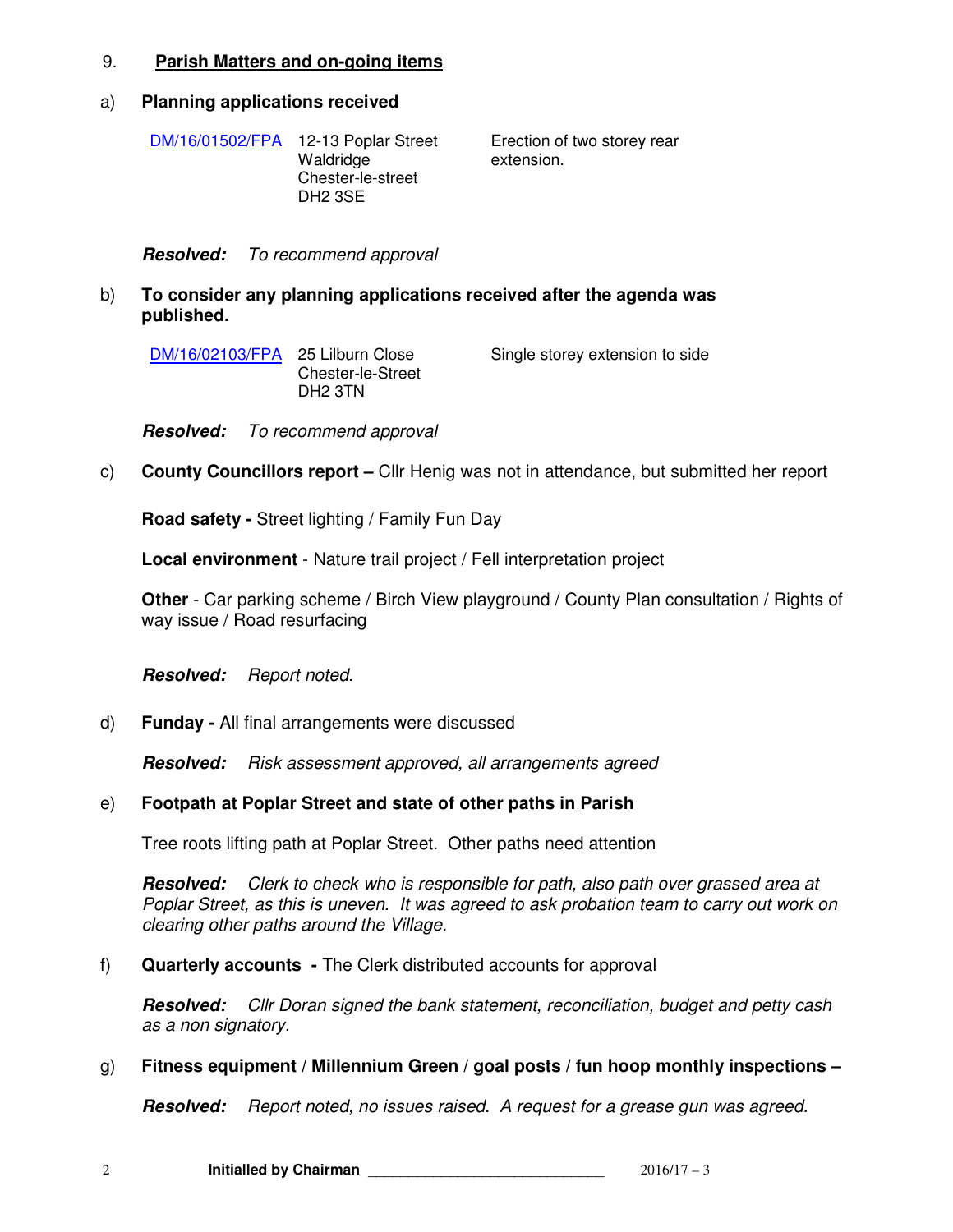## 9. Parish Matters and on-going items

### a) Planning applications received

| DM/16/01502/FPA | 12-13 Poplar Street<br>Waldridge<br>Chester-le-street<br>DH2 3SE | Erection of two storey rear extension. |
|---|---|---|

***Resolved:*** *To recommend approval*

### b) To consider any planning applications received after the agenda was published.

| DM/16/02103/FPA | 25 Lilburn Close<br>Chester-le-Street<br>DH2 3TN | Single storey extension to side |
|---|---|---|

***Resolved:*** *To recommend approval*

### c) County Councillors report – Cllr Henig was not in attendance, but submitted her report

**Road safety -** Street lighting / Family Fun Day

**Local environment** - Nature trail project / Fell interpretation project

**Other** - Car parking scheme / Birch View playground / County Plan consultation / Rights of way issue / Road resurfacing

***Resolved:*** *Report noted.*

### d) Funday - All final arrangements were discussed

***Resolved:*** *Risk assessment approved, all arrangements agreed*

### e) Footpath at Poplar Street and state of other paths in Parish

Tree roots lifting path at Poplar Street. Other paths need attention

***Resolved:*** *Clerk to check who is responsible for path, also path over grassed area at Poplar Street, as this is uneven. It was agreed to ask probation team to carry out work on clearing other paths around the Village.*

### f) Quarterly accounts - The Clerk distributed accounts for approval

***Resolved:*** *Cllr Doran signed the bank statement, reconciliation, budget and petty cash as a non signatory.*

### g) Fitness equipment / Millennium Green / goal posts / fun hoop monthly inspections –

***Resolved:*** *Report noted, no issues raised. A request for a grease gun was agreed.*

**Initialled by Chairman** ______________________________ 2016/17 – 3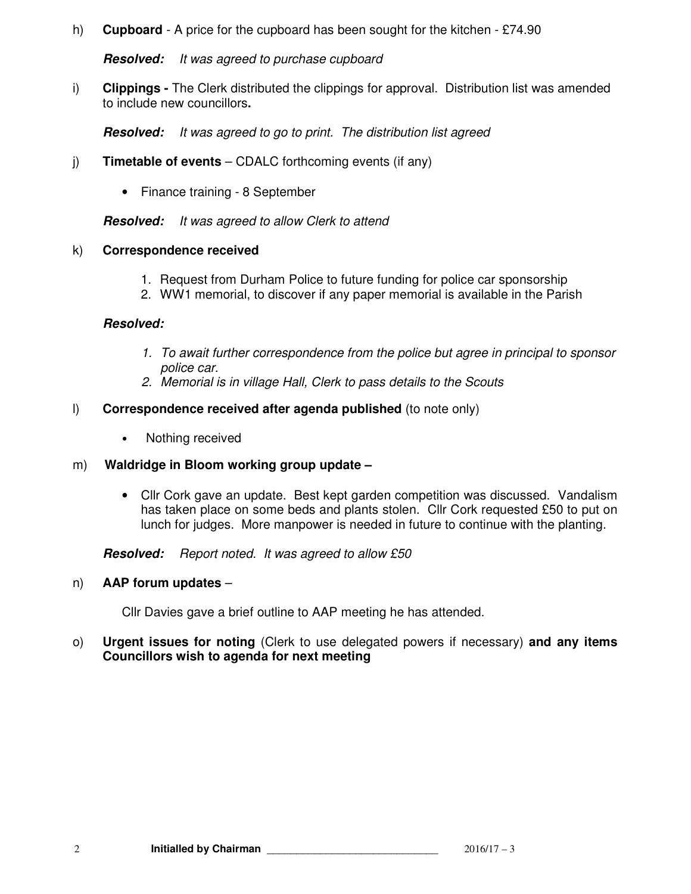h) **Cupboard** - A price for the cupboard has been sought for the kitchen - £74.90

***Resolved:*** *It was agreed to purchase cupboard*

i) **Clippings -** The Clerk distributed the clippings for approval. Distribution list was amended to include new councillors**.**

***Resolved:*** *It was agreed to go to print. The distribution list agreed*

j) **Timetable of events** – CDALC forthcoming events (if any)

- Finance training - 8 September

***Resolved:*** *It was agreed to allow Clerk to attend*

k) **Correspondence received**

1. Request from Durham Police to future funding for police car sponsorship
2. WW1 memorial, to discover if any paper memorial is available in the Parish

***Resolved:***

1. *To await further correspondence from the police but agree in principal to sponsor police car.*
2. *Memorial is in village Hall, Clerk to pass details to the Scouts*

l) **Correspondence received after agenda published** (to note only)

- Nothing received

m) **Waldridge in Bloom working group update –**

- Cllr Cork gave an update. Best kept garden competition was discussed. Vandalism has taken place on some beds and plants stolen. Cllr Cork requested £50 to put on lunch for judges. More manpower is needed in future to continue with the planting.

***Resolved:*** *Report noted. It was agreed to allow £50*

n) **AAP forum updates** –

Cllr Davies gave a brief outline to AAP meeting he has attended.

o) **Urgent issues for noting** (Clerk to use delegated powers if necessary) **and any items Councillors wish to agenda for next meeting**

**Initialled by Chairman** ______________________________ 2016/17 – 3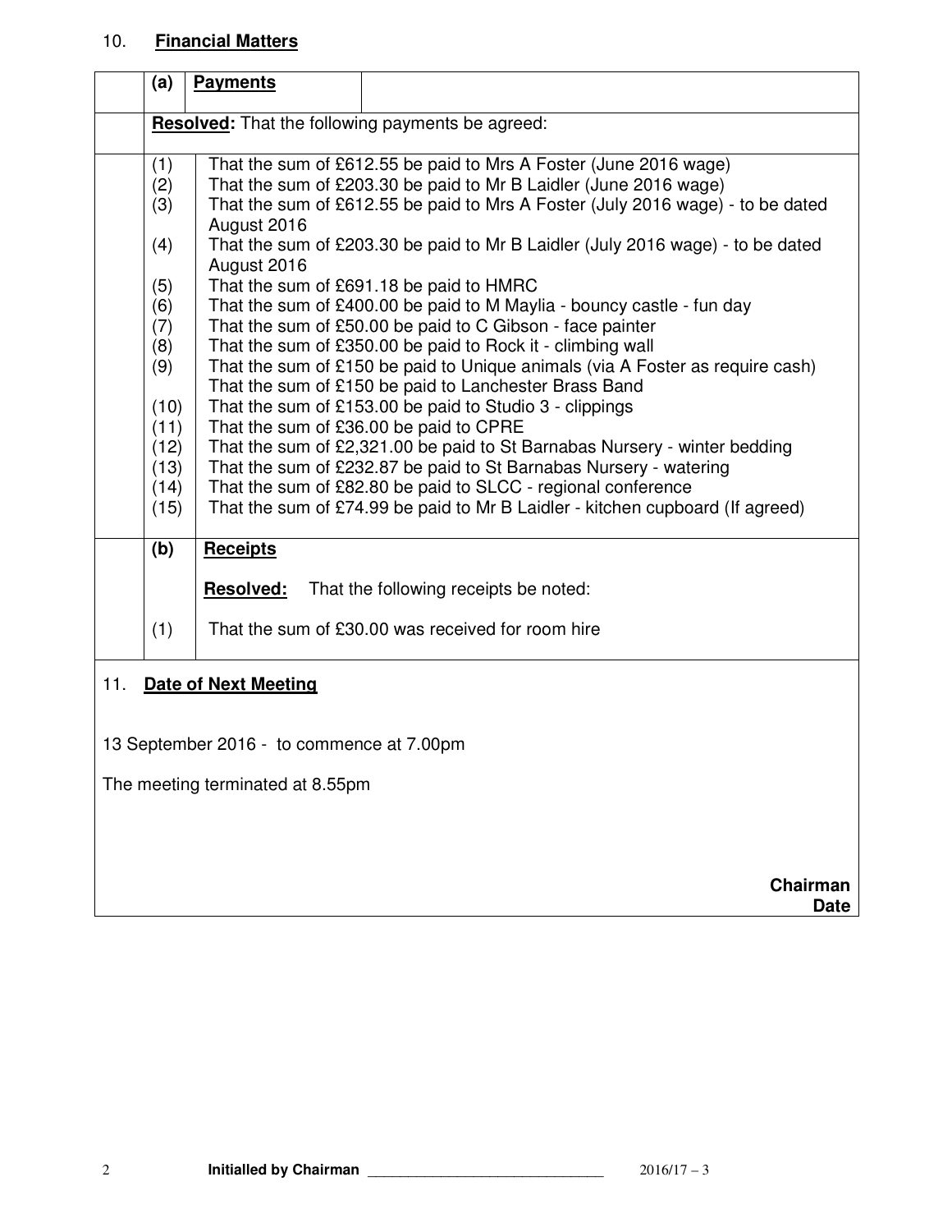## 10. **Financial Matters**

| | | |
|---|---|---|
| | **(a)** | **Payments** |
| | **Resolved:** That the following payments be agreed: | |
| | (1) | That the sum of £612.55 be paid to Mrs A Foster (June 2016 wage) |
| | (2) | That the sum of £203.30 be paid to Mr B Laidler (June 2016 wage) |
| | (3) | That the sum of £612.55 be paid to Mrs A Foster (July 2016 wage) - to be dated August 2016 |
| | (4) | That the sum of £203.30 be paid to Mr B Laidler (July 2016 wage) - to be dated August 2016 |
| | (5) | That the sum of £691.18 be paid to HMRC |
| | (6) | That the sum of £400.00 be paid to M Maylia - bouncy castle - fun day |
| | (7) | That the sum of £50.00 be paid to C Gibson - face painter |
| | (8) | That the sum of £350.00 be paid to Rock it - climbing wall |
| | (9) | That the sum of £150 be paid to Unique animals (via A Foster as require cash) |
| | | That the sum of £150 be paid to Lanchester Brass Band |
| | (10) | That the sum of £153.00 be paid to Studio 3 - clippings |
| | (11) | That the sum of £36.00 be paid to CPRE |
| | (12) | That the sum of £2,321.00 be paid to St Barnabas Nursery - winter bedding |
| | (13) | That the sum of £232.87 be paid to St Barnabas Nursery - watering |
| | (14) | That the sum of £82.80 be paid to SLCC - regional conference |
| | (15) | That the sum of £74.99 be paid to Mr B Laidler - kitchen cupboard (If agreed) |
| | **(b)** | **Receipts** |
| | | **Resolved:** That the following receipts be noted: |
| | (1) | That the sum of £30.00 was received for room hire |

## 11. **Date of Next Meeting**

13 September 2016 - to commence at 7.00pm

The meeting terminated at 8.55pm

**Chairman**
**Date**

**Initialled by Chairman** ______________________________ 2016/17 – 3